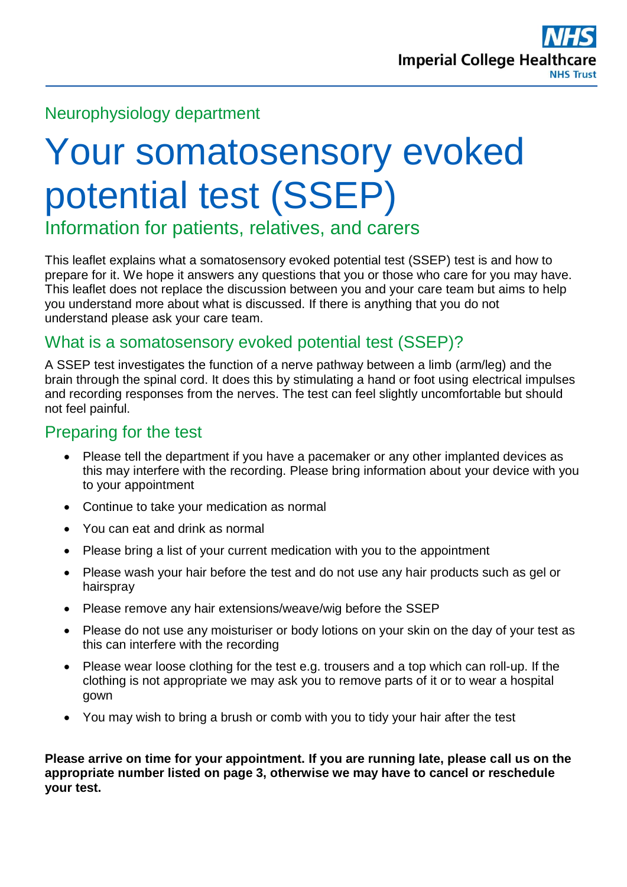Neurophysiology department

# Your somatosensory evoked potential test (SSEP)

## Information for patients, relatives, and carers

This leaflet explains what a somatosensory evoked potential test (SSEP) test is and how to prepare for it. We hope it answers any questions that you or those who care for you may have. This leaflet does not replace the discussion between you and your care team but aims to help you understand more about what is discussed. If there is anything that you do not understand please ask your care team.

## What is a somatosensory evoked potential test (SSEP)?

A SSEP test investigates the function of a nerve pathway between a limb (arm/leg) and the brain through the spinal cord. It does this by stimulating a hand or foot using electrical impulses and recording responses from the nerves. The test can feel slightly uncomfortable but should not feel painful.

## Preparing for the test

- Please tell the department if you have a pacemaker or any other implanted devices as this may interfere with the recording. Please bring information about your device with you to your appointment
- Continue to take your medication as normal
- You can eat and drink as normal
- Please bring a list of your current medication with you to the appointment
- Please wash your hair before the test and do not use any hair products such as gel or hairspray
- Please remove any hair extensions/weave/wig before the SSEP
- Please do not use any moisturiser or body lotions on your skin on the day of your test as this can interfere with the recording
- Please wear loose clothing for the test e.g. trousers and a top which can roll-up. If the clothing is not appropriate we may ask you to remove parts of it or to wear a hospital gown
- You may wish to bring a brush or comb with you to tidy your hair after the test

**Please arrive on time for your appointment. If you are running late, please call us on the appropriate number listed on page 3, otherwise we may have to cancel or reschedule your test.**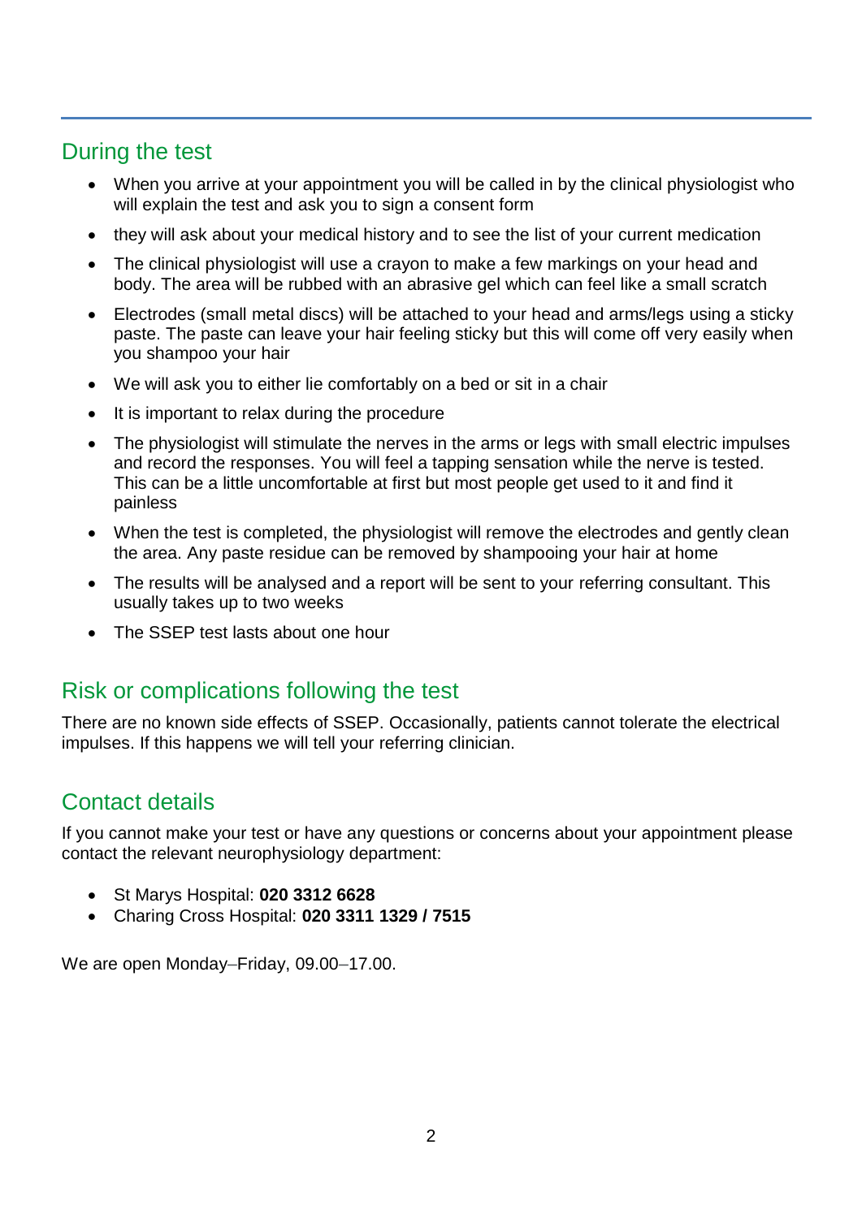## During the test

- When you arrive at your appointment you will be called in by the clinical physiologist who will explain the test and ask you to sign a consent form
- they will ask about your medical history and to see the list of your current medication
- The clinical physiologist will use a crayon to make a few markings on your head and body. The area will be rubbed with an abrasive gel which can feel like a small scratch
- Electrodes (small metal discs) will be attached to your head and arms/legs using a sticky paste. The paste can leave your hair feeling sticky but this will come off very easily when you shampoo your hair
- We will ask you to either lie comfortably on a bed or sit in a chair
- It is important to relax during the procedure
- The physiologist will stimulate the nerves in the arms or legs with small electric impulses and record the responses. You will feel a tapping sensation while the nerve is tested. This can be a little uncomfortable at first but most people get used to it and find it painless
- When the test is completed, the physiologist will remove the electrodes and gently clean the area. Any paste residue can be removed by shampooing your hair at home
- The results will be analysed and a report will be sent to your referring consultant. This usually takes up to two weeks
- The SSEP test lasts about one hour

## Risk or complications following the test

There are no known side effects of SSEP. Occasionally, patients cannot tolerate the electrical impulses. If this happens we will tell your referring clinician.

## Contact details

If you cannot make your test or have any questions or concerns about your appointment please contact the relevant neurophysiology department:

- St Marys Hospital: **020 3312 6628**
- Charing Cross Hospital: **020 3311 1329 / 7515**

We are open Monday–Friday, 09.00–17.00.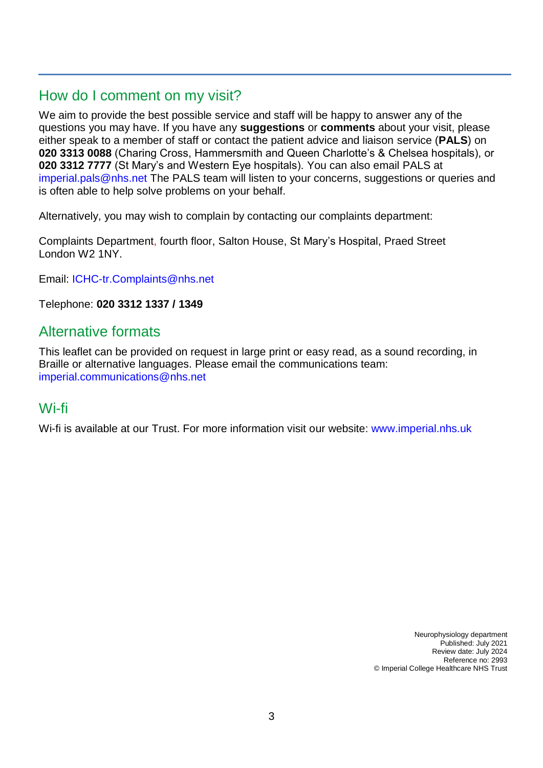## How do I comment on my visit?

We aim to provide the best possible service and staff will be happy to answer any of the questions you may have. If you have any **suggestions** or **comments** about your visit, please either speak to a member of staff or contact the patient advice and liaison service (**PALS**) on **020 3313 0088** (Charing Cross, Hammersmith and Queen Charlotte's & Chelsea hospitals), or **020 3312 7777** (St Mary's and Western Eye hospitals). You can also email PALS at imperial.pals@nhs.net The PALS team will listen to your concerns, suggestions or queries and is often able to help solve problems on your behalf.

Alternatively, you may wish to complain by contacting our complaints department:

Complaints Department, fourth floor, Salton House, St Mary's Hospital, Praed Street London W2 1NY.

Email: ICHC-tr.Complaints@nhs.net

Telephone: **020 3312 1337 / 1349**

## Alternative formats

This leaflet can be provided on request in large print or easy read, as a sound recording, in Braille or alternative languages. Please email the communications team: imperial.communications@nhs.net

## Wi-fi

Wi-fi is available at our Trust. For more information visit our website: www.imperial.nhs.uk

Neurophysiology department
Published: July 2021
Review date: July 2024
Reference no: 2993
© Imperial College Healthcare NHS Trust